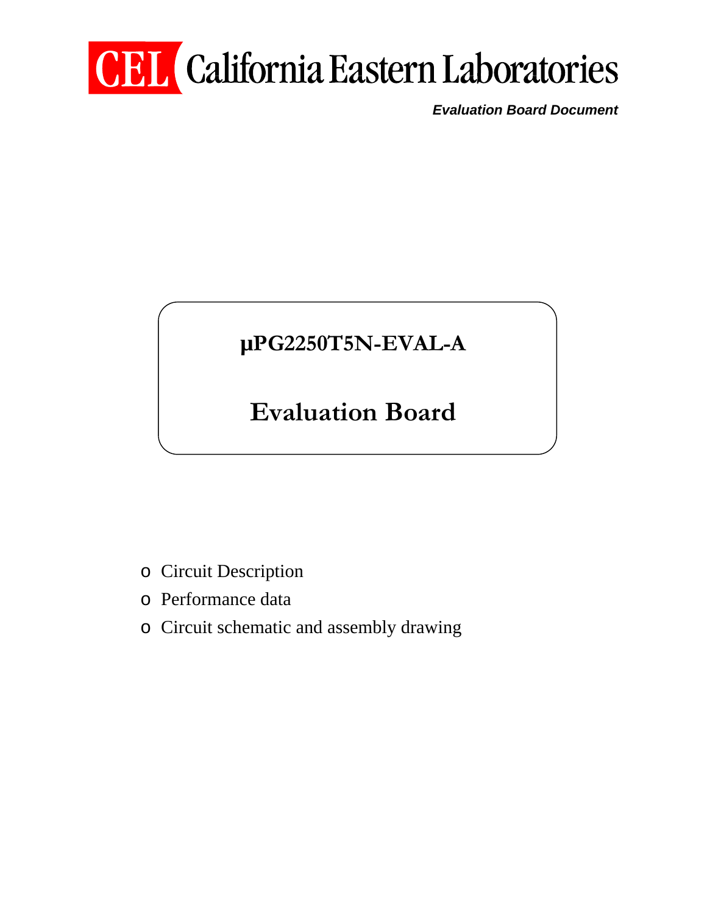# CEL California Eastern Laboratories

*Evaluation Board Document*

## μPG2250T5N-EVAL-A

## Evaluation Board

- Circuit Description
- Performance data
- Circuit schematic and assembly drawing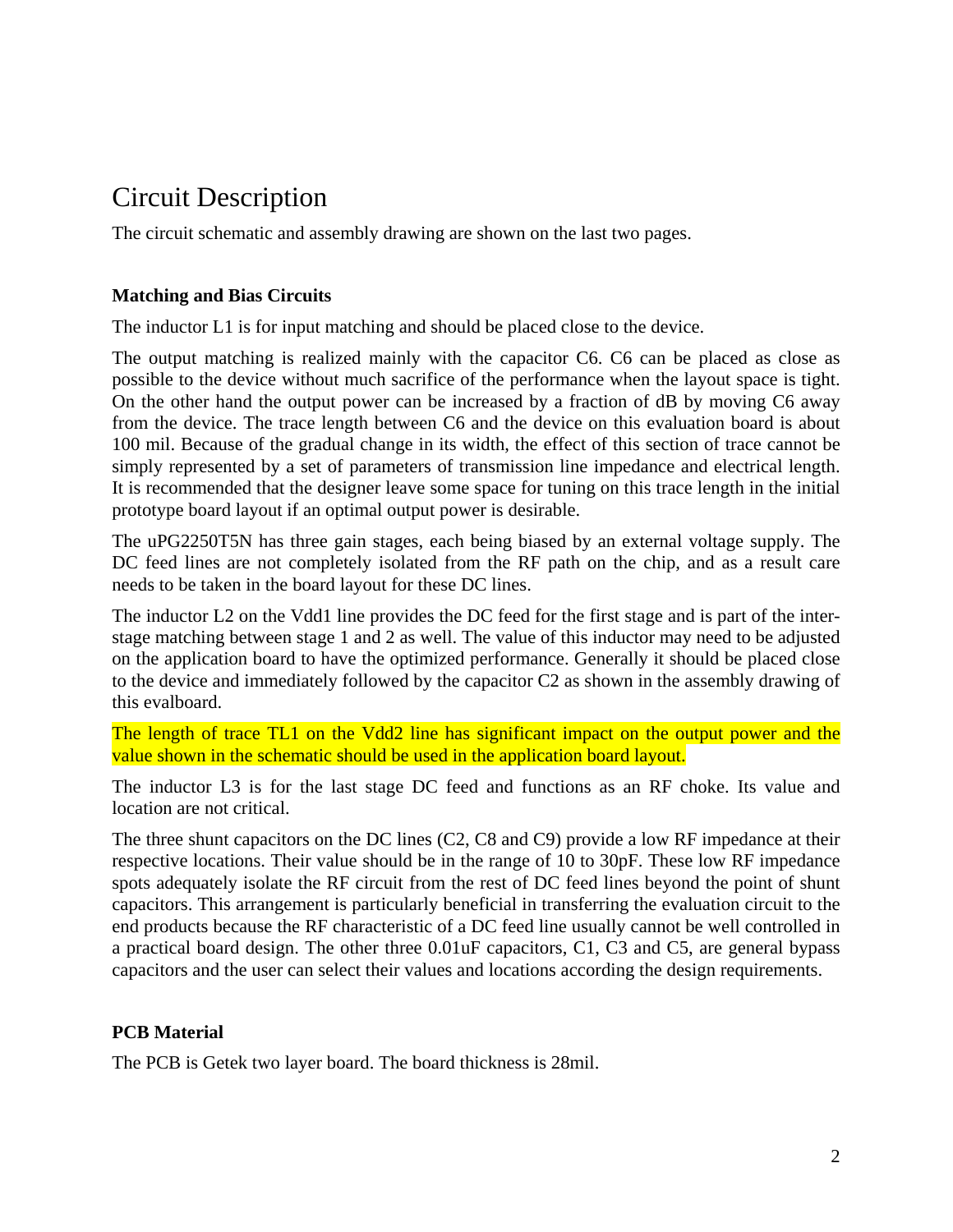# Circuit Description

The circuit schematic and assembly drawing are shown on the last two pages.

### Matching and Bias Circuits

The inductor L1 is for input matching and should be placed close to the device.

The output matching is realized mainly with the capacitor C6. C6 can be placed as close as possible to the device without much sacrifice of the performance when the layout space is tight. On the other hand the output power can be increased by a fraction of dB by moving C6 away from the device. The trace length between C6 and the device on this evaluation board is about 100 mil. Because of the gradual change in its width, the effect of this section of trace cannot be simply represented by a set of parameters of transmission line impedance and electrical length. It is recommended that the designer leave some space for tuning on this trace length in the initial prototype board layout if an optimal output power is desirable.

The uPG2250T5N has three gain stages, each being biased by an external voltage supply. The DC feed lines are not completely isolated from the RF path on the chip, and as a result care needs to be taken in the board layout for these DC lines.

The inductor L2 on the Vdd1 line provides the DC feed for the first stage and is part of the inter-stage matching between stage 1 and 2 as well. The value of this inductor may need to be adjusted on the application board to have the optimized performance. Generally it should be placed close to the device and immediately followed by the capacitor C2 as shown in the assembly drawing of this evalboard.

The length of trace TL1 on the Vdd2 line has significant impact on the output power and the value shown in the schematic should be used in the application board layout.

The inductor L3 is for the last stage DC feed and functions as an RF choke. Its value and location are not critical.

The three shunt capacitors on the DC lines (C2, C8 and C9) provide a low RF impedance at their respective locations. Their value should be in the range of 10 to 30pF. These low RF impedance spots adequately isolate the RF circuit from the rest of DC feed lines beyond the point of shunt capacitors. This arrangement is particularly beneficial in transferring the evaluation circuit to the end products because the RF characteristic of a DC feed line usually cannot be well controlled in a practical board design. The other three 0.01uF capacitors, C1, C3 and C5, are general bypass capacitors and the user can select their values and locations according the design requirements.

### PCB Material

The PCB is Getek two layer board. The board thickness is 28mil.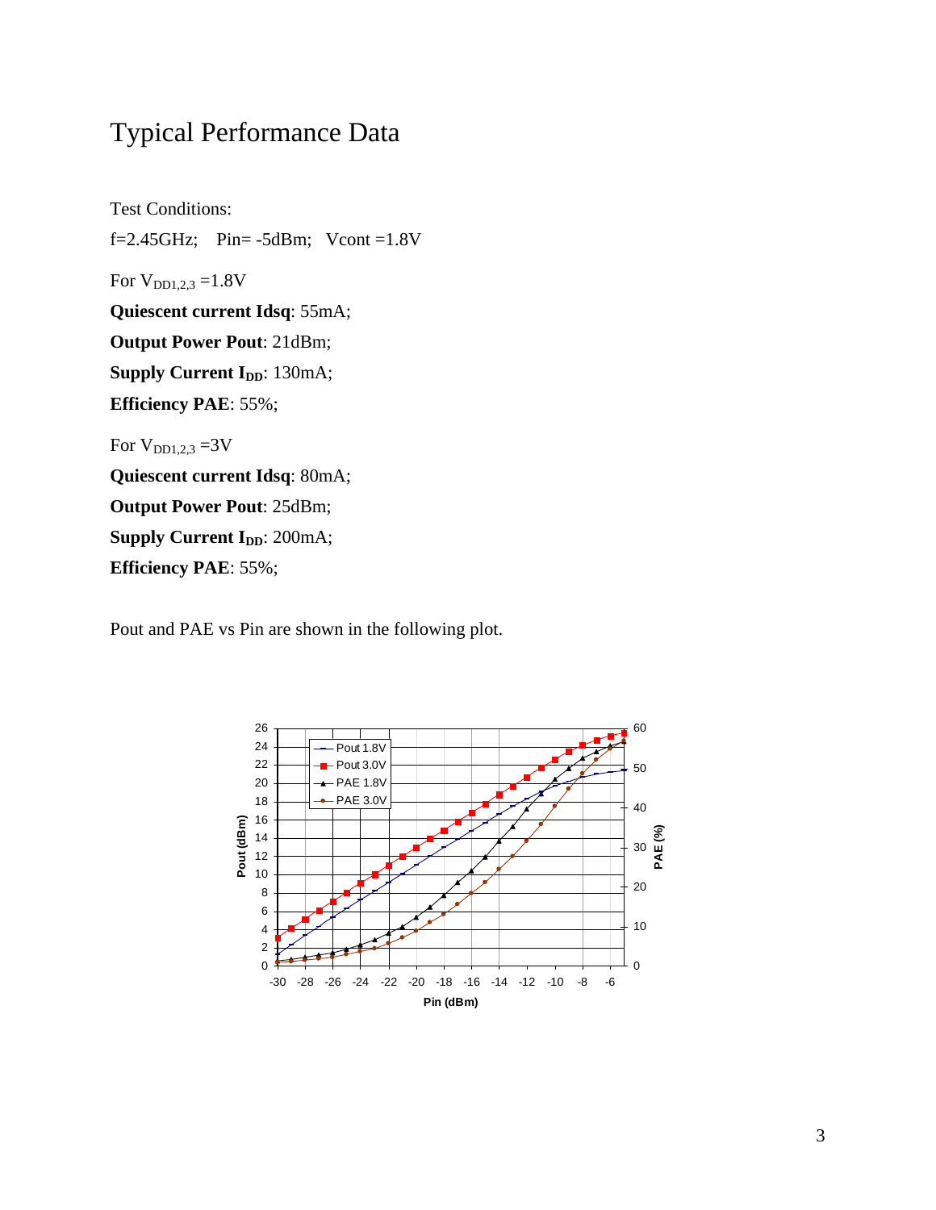# Typical Performance Data

Test Conditions:

f=2.45GHz; Pin= -5dBm; Vcont =1.8V

For $V_{DD1,2,3}$ =1.8V

**Quiescent current Idsq**: 55mA;

**Output Power Pout**: 21dBm;

**Supply Current $I_{DD}$**: 130mA;

**Efficiency PAE**: 55%;

For $V_{DD1,2,3}$ =3V

**Quiescent current Idsq**: 80mA;

**Output Power Pout**: 25dBm;

**Supply Current $I_{DD}$**: 200mA;

**Efficiency PAE**: 55%;

Pout and PAE vs Pin are shown in the following plot.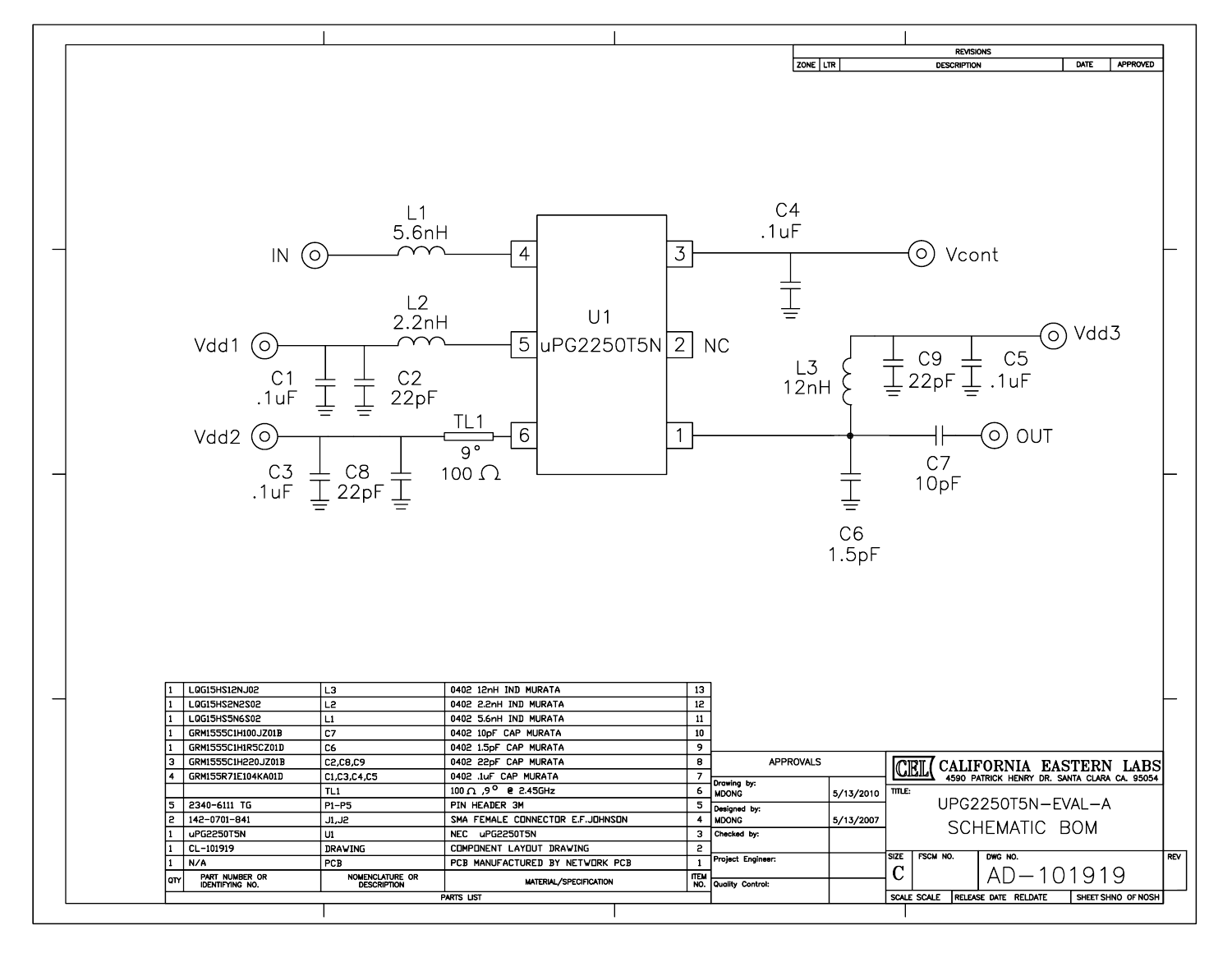**REVISIONS**

| ZONE | LTR | DESCRIPTION | DATE | APPROVED |
|---|---|---|---|---|

IN — L1 5.6nH — pin 4

Vdd1 — C1 .1uF, C2 22pF — L2 2.2nH — pin 5

Vdd2 — C3 .1uF, C8 22pF — TL1 9° 100 Ω — pin 6

U1 uPG2250T5N

pin 3 — C4 .1uF — Vcont

pin 2 NC

pin 1 — L3 12nH — Vdd3 (C9 22pF, C5 .1uF); C6 1.5pF; C7 10pF — OUT

| QTY | PART NUMBER OR IDENTIFYING NO. | NOMENCLATURE OR DESCRIPTION | MATERIAL/SPECIFICATION | ITEM NO. |
|---|---|---|---|---|
| 1 | LQG15HS12NJ02 | L3 | 0402 12nH IND MURATA | 13 |
| 1 | LQG15HS2N2S02 | L2 | 0402 2.2nH IND MURATA | 12 |
| 1 | LQG15HS5N6S02 | L1 | 0402 5.6nH IND MURATA | 11 |
| 1 | GRM1555C1H100JZ01B | C7 | 0402 10pF CAP MURATA | 10 |
| 1 | GRM1555C1H1R5CZ01D | C6 | 0402 1.5pF CAP MURATA | 9 |
| 3 | GRM1555C1H220JZ01B | C2,C8,C9 | 0402 22pF CAP MURATA | 8 |
| 4 | GRM155R71E104KA01D | C1,C3,C4,C5 | 0402 .1uF CAP MURATA | 7 |
| | | TL1 | 100 Ω ,9° @ 2.45GHz | 6 |
| 5 | 2340-6111 TG | P1-P5 | PIN HEADER 3M | 5 |
| 2 | 142-0701-841 | J1,J2 | SMA FEMALE CONNECTOR E.F.JOHNSON | 4 |
| 1 | uPG2250T5N | U1 | NEC uPG2250T5N | 3 |
| 1 | CL-101919 | DRAWING | COMPONENT LAYOUT DRAWING | 2 |
| 1 | N/A | PCB | PCB MANUFACTURED BY NETWORK PCB | 1 |

PARTS LIST

| APPROVALS | |
|---|---|
| Drawing by: MDONG | 5/13/2010 |
| Designed by: MDONG | 5/13/2007 |
| Checked by: | |
| Project Engineer: | |
| Quality Control: | |

**CALIFORNIA EASTERN LABS**
4590 PATRICK HENRY DR. SANTA CLARA CA. 95054

TITLE: UPG2250T5N-EVAL-A SCHEMATIC BOM

SIZE: C | FSCM NO. | DWG NO. AD-101919 | REV

SCALE SCALE | RELEASE DATE RELDATE | SHEET SHNO OF NOSH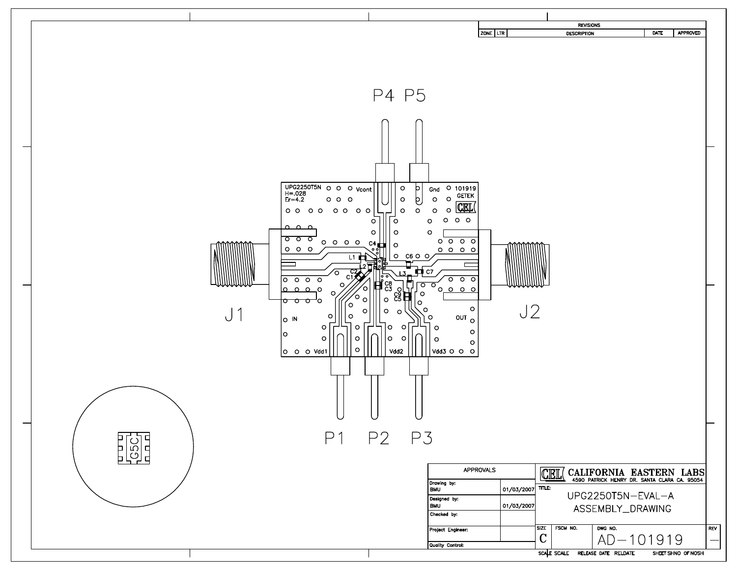| REVISIONS | | | | |
|---|---|---|---|---|
| ZONE | LTR | DESCRIPTION | DATE | APPROVED |

P4 P5

UPG2250T5N
H=.028
Er=4.2

Vcont

Gnd

101919
GETEK

CEL

C4

L1

C6

L2

C2

C1

L3

C7

C8
C3

C9
C5

J1

J2

IN

OUT

Vdd1

Vdd2

Vdd3

P1 P2 P3

G5C

| APPROVALS | |
|---|---|
| Drawing by: BMU | 01/03/2007 |
| Designed by: BMU | 01/03/2007 |
| Checked by: | |
| Project Engineer: | |
| Quality Control: | |

CEL CALIFORNIA EASTERN LABS
4590 PATRICK HENRY DR. SANTA CLARA CA. 95054

TITLE:
UPG2250T5N–EVAL–A
ASSEMBLY_DRAWING

| SIZE | FSCM NO. | DWG NO. | REV |
|---|---|---|---|
| C | | AD–101919 | — |

SCALE SCALE RELEASE DATE RELDATE SHEET SHNO OF NOSH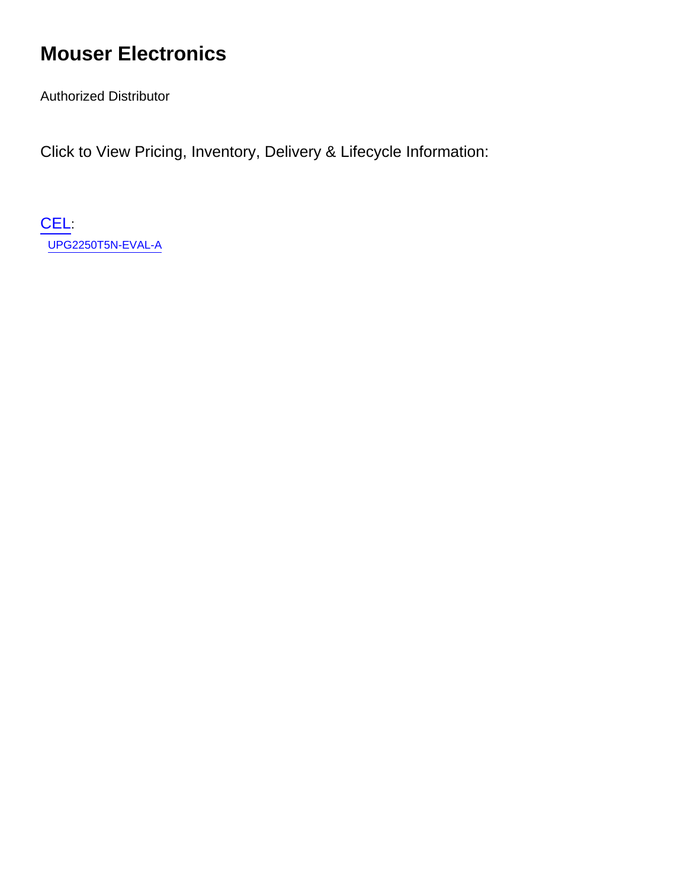# Mouser Electronics

Authorized Distributor

Click to View Pricing, Inventory, Delivery & Lifecycle Information:

CEL:

UPG2250T5N-EVAL-A